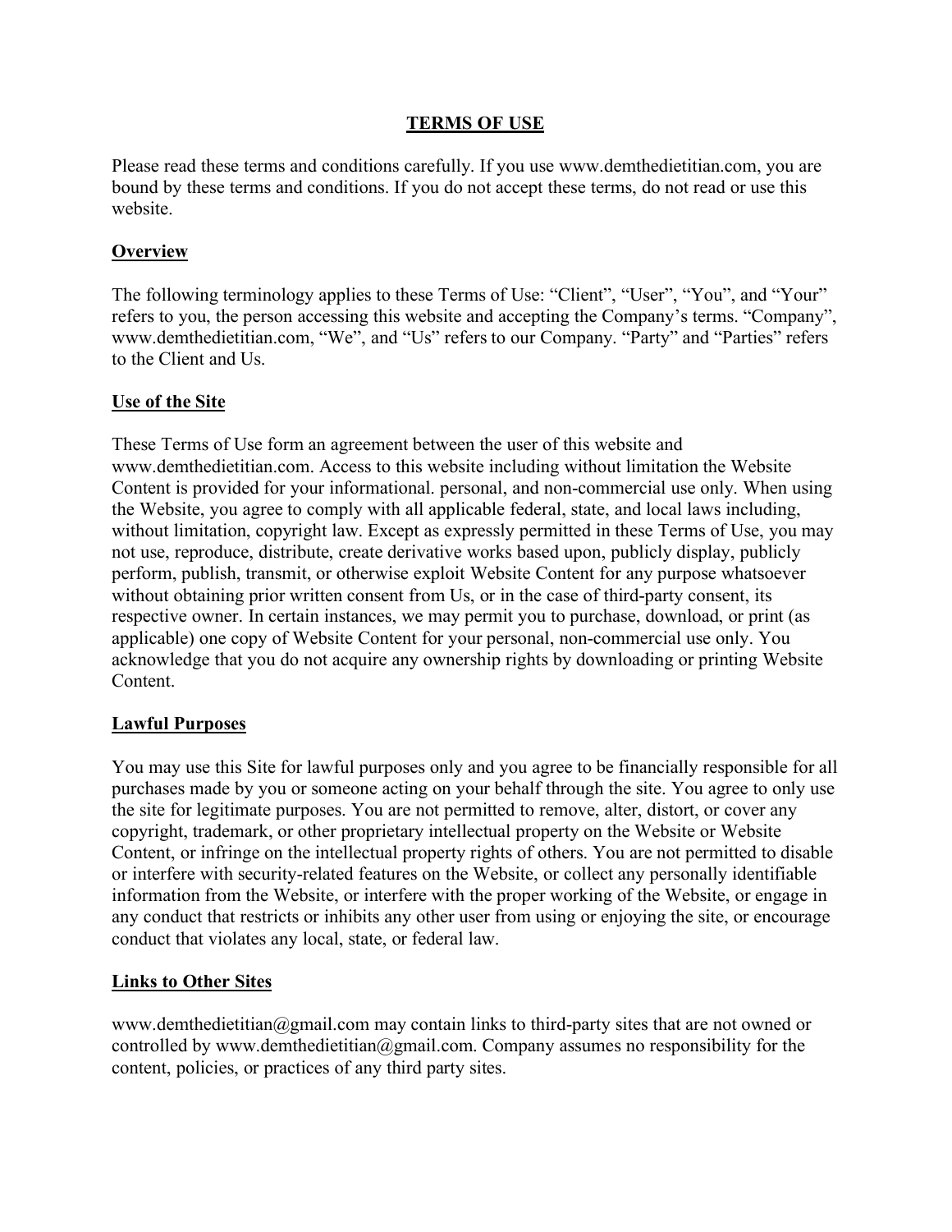# TERMS OF USE

Please read these terms and conditions carefully. If you use www.demthedietitian.com, you are bound by these terms and conditions. If you do not accept these terms, do not read or use this website.

## Overview

The following terminology applies to these Terms of Use: "Client", "User", "You", and "Your" refers to you, the person accessing this website and accepting the Company's terms. "Company", www.demthedietitian.com, "We", and "Us" refers to our Company. "Party" and "Parties" refers to the Client and Us.

## Use of the Site

These Terms of Use form an agreement between the user of this website and www.demthedietitian.com. Access to this website including without limitation the Website Content is provided for your informational. personal, and non-commercial use only. When using the Website, you agree to comply with all applicable federal, state, and local laws including, without limitation, copyright law. Except as expressly permitted in these Terms of Use, you may not use, reproduce, distribute, create derivative works based upon, publicly display, publicly perform, publish, transmit, or otherwise exploit Website Content for any purpose whatsoever without obtaining prior written consent from Us, or in the case of third-party consent, its respective owner. In certain instances, we may permit you to purchase, download, or print (as applicable) one copy of Website Content for your personal, non-commercial use only. You acknowledge that you do not acquire any ownership rights by downloading or printing Website Content.

## Lawful Purposes

You may use this Site for lawful purposes only and you agree to be financially responsible for all purchases made by you or someone acting on your behalf through the site. You agree to only use the site for legitimate purposes. You are not permitted to remove, alter, distort, or cover any copyright, trademark, or other proprietary intellectual property on the Website or Website Content, or infringe on the intellectual property rights of others. You are not permitted to disable or interfere with security-related features on the Website, or collect any personally identifiable information from the Website, or interfere with the proper working of the Website, or engage in any conduct that restricts or inhibits any other user from using or enjoying the site, or encourage conduct that violates any local, state, or federal law.

## Links to Other Sites

www.demthedietitian@gmail.com may contain links to third-party sites that are not owned or controlled by www.demthedietitian@gmail.com. Company assumes no responsibility for the content, policies, or practices of any third party sites.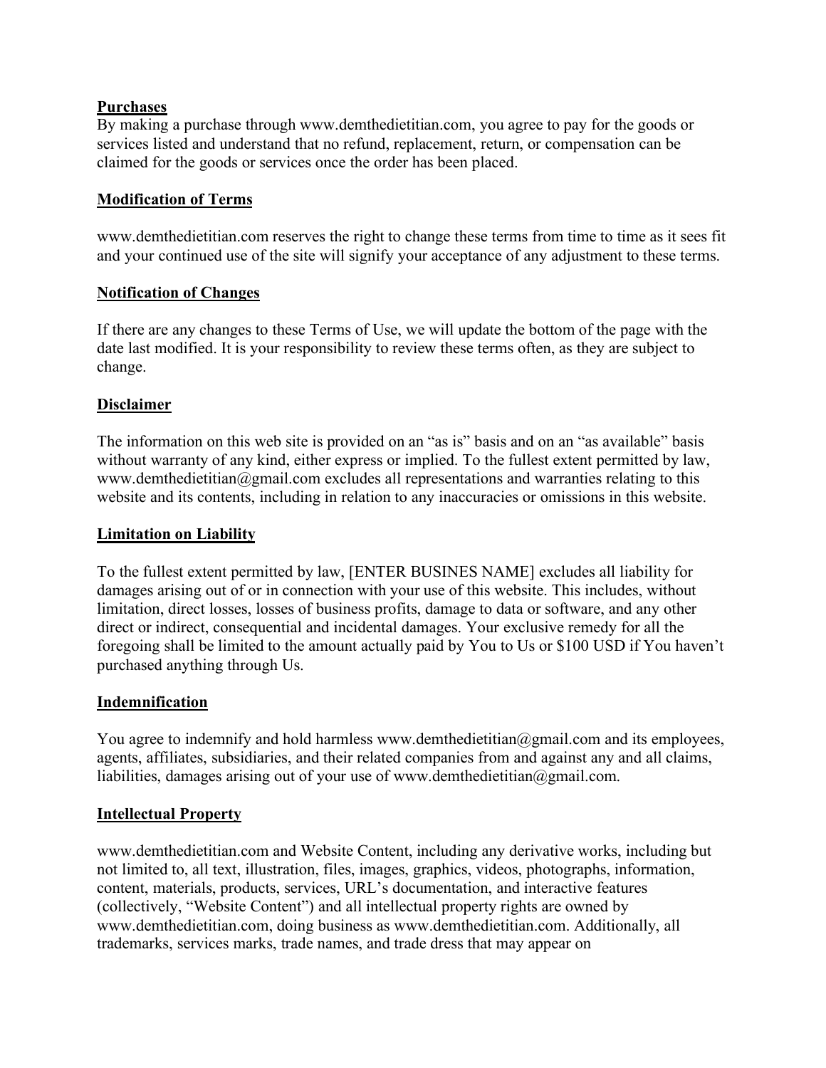**Purchases**

By making a purchase through www.demthedietitian.com, you agree to pay for the goods or services listed and understand that no refund, replacement, return, or compensation can be claimed for the goods or services once the order has been placed.

**Modification of Terms**

www.demthedietitian.com reserves the right to change these terms from time to time as it sees fit and your continued use of the site will signify your acceptance of any adjustment to these terms.

**Notification of Changes**

If there are any changes to these Terms of Use, we will update the bottom of the page with the date last modified. It is your responsibility to review these terms often, as they are subject to change.

**Disclaimer**

The information on this web site is provided on an "as is" basis and on an "as available" basis without warranty of any kind, either express or implied. To the fullest extent permitted by law, www.demthedietitian@gmail.com excludes all representations and warranties relating to this website and its contents, including in relation to any inaccuracies or omissions in this website.

**Limitation on Liability**

To the fullest extent permitted by law, [ENTER BUSINES NAME] excludes all liability for damages arising out of or in connection with your use of this website. This includes, without limitation, direct losses, losses of business profits, damage to data or software, and any other direct or indirect, consequential and incidental damages. Your exclusive remedy for all the foregoing shall be limited to the amount actually paid by You to Us or $100 USD if You haven't purchased anything through Us.

**Indemnification**

You agree to indemnify and hold harmless www.demthedietitian@gmail.com and its employees, agents, affiliates, subsidiaries, and their related companies from and against any and all claims, liabilities, damages arising out of your use of www.demthedietitian@gmail.com.

**Intellectual Property**

www.demthedietitian.com and Website Content, including any derivative works, including but not limited to, all text, illustration, files, images, graphics, videos, photographs, information, content, materials, products, services, URL's documentation, and interactive features (collectively, "Website Content") and all intellectual property rights are owned by www.demthedietitian.com, doing business as www.demthedietitian.com. Additionally, all trademarks, services marks, trade names, and trade dress that may appear on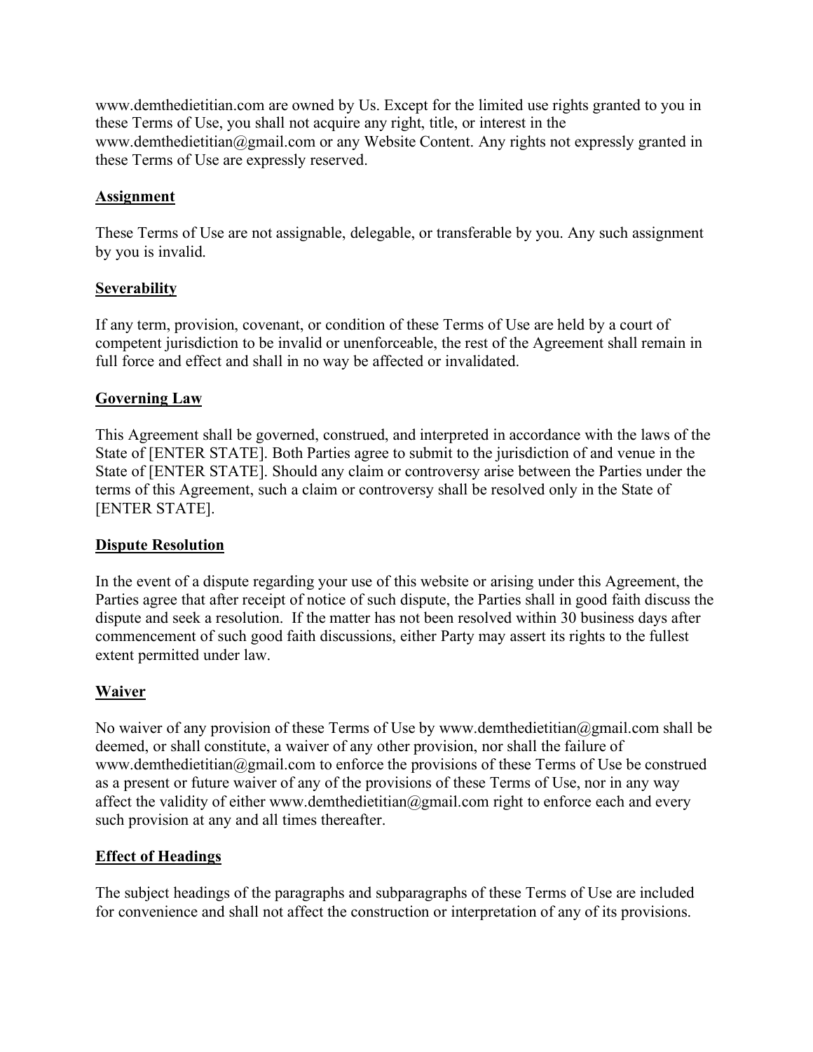www.demthedietitian.com are owned by Us. Except for the limited use rights granted to you in these Terms of Use, you shall not acquire any right, title, or interest in the www.demthedietitian@gmail.com or any Website Content. Any rights not expressly granted in these Terms of Use are expressly reserved.

## Assignment

These Terms of Use are not assignable, delegable, or transferable by you. Any such assignment by you is invalid.

## Severability

If any term, provision, covenant, or condition of these Terms of Use are held by a court of competent jurisdiction to be invalid or unenforceable, the rest of the Agreement shall remain in full force and effect and shall in no way be affected or invalidated.

## Governing Law

This Agreement shall be governed, construed, and interpreted in accordance with the laws of the State of [ENTER STATE]. Both Parties agree to submit to the jurisdiction of and venue in the State of [ENTER STATE]. Should any claim or controversy arise between the Parties under the terms of this Agreement, such a claim or controversy shall be resolved only in the State of [ENTER STATE].

## Dispute Resolution

In the event of a dispute regarding your use of this website or arising under this Agreement, the Parties agree that after receipt of notice of such dispute, the Parties shall in good faith discuss the dispute and seek a resolution. If the matter has not been resolved within 30 business days after commencement of such good faith discussions, either Party may assert its rights to the fullest extent permitted under law.

## Waiver

No waiver of any provision of these Terms of Use by www.demthedietitian@gmail.com shall be deemed, or shall constitute, a waiver of any other provision, nor shall the failure of www.demthedietitian@gmail.com to enforce the provisions of these Terms of Use be construed as a present or future waiver of any of the provisions of these Terms of Use, nor in any way affect the validity of either www.demthedietitian@gmail.com right to enforce each and every such provision at any and all times thereafter.

## Effect of Headings

The subject headings of the paragraphs and subparagraphs of these Terms of Use are included for convenience and shall not affect the construction or interpretation of any of its provisions.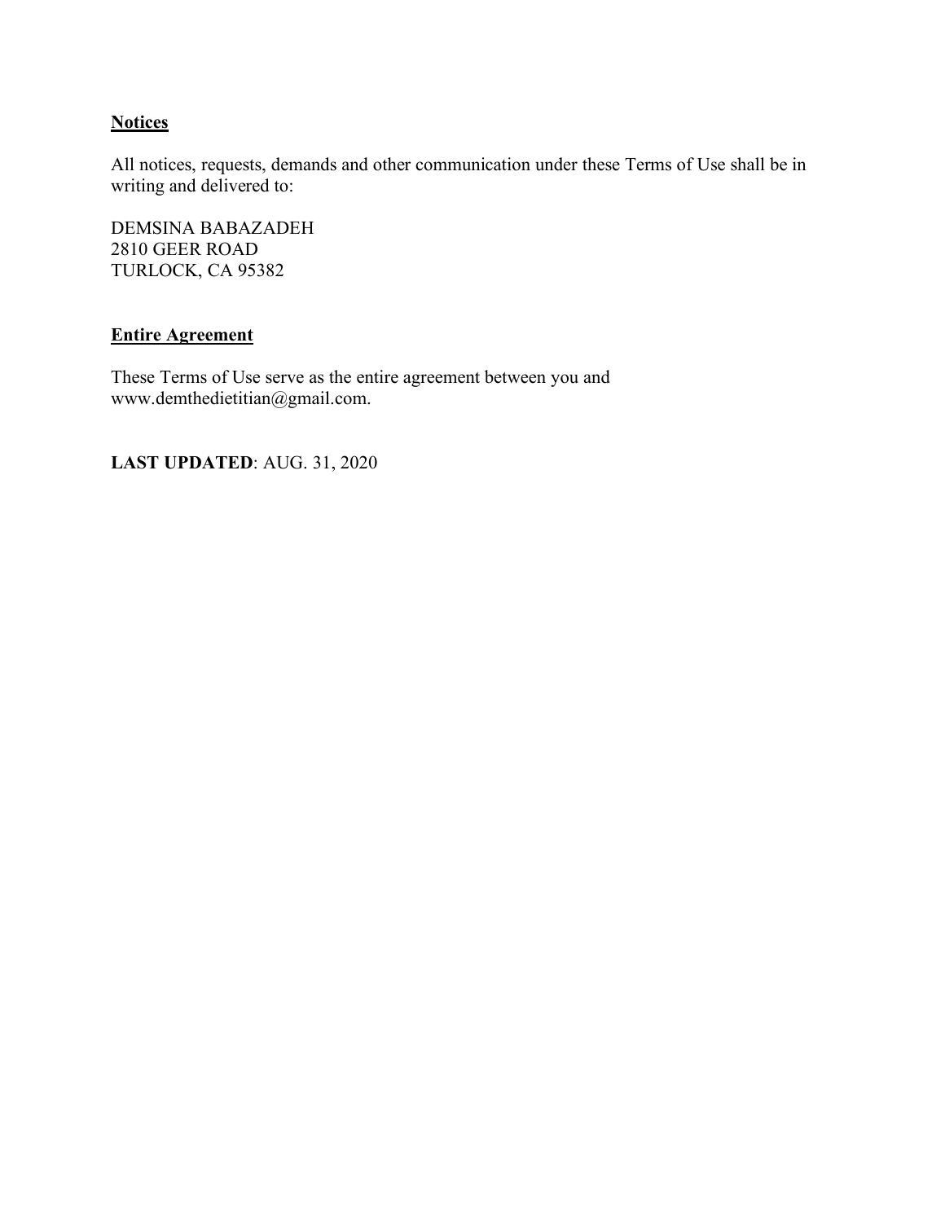**Notices**

All notices, requests, demands and other communication under these Terms of Use shall be in writing and delivered to:

DEMSINA BABAZADEH
2810 GEER ROAD
TURLOCK, CA 95382

**Entire Agreement**

These Terms of Use serve as the entire agreement between you and www.demthedietitian@gmail.com.

**LAST UPDATED**: AUG. 31, 2020